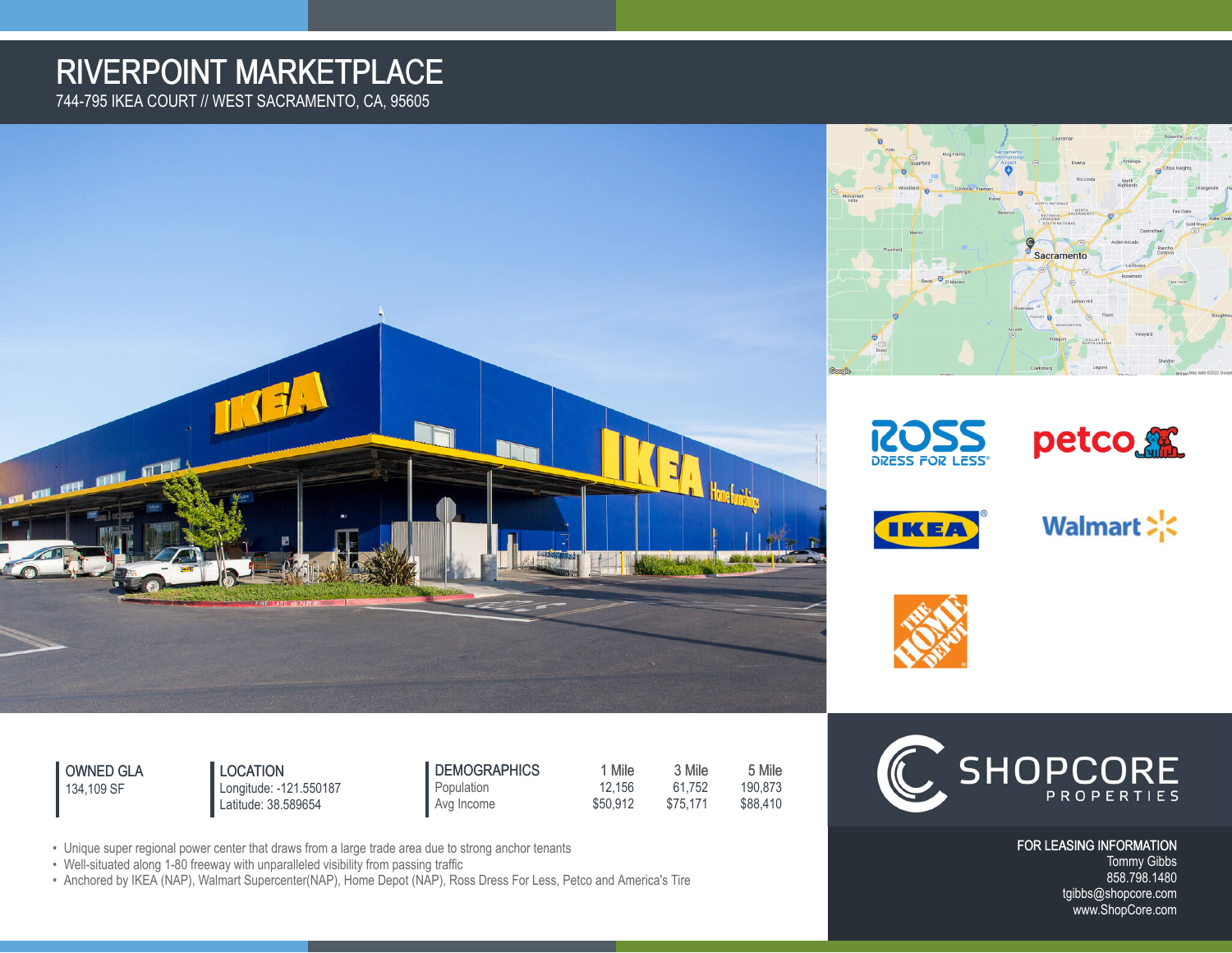# RIVERPOINT MARKETPLACE

744-795 IKEA COURT // WEST SACRAMENTO, CA, 95605

**OWNED GLA**
134,109 SF

**LOCATION**
Longitude: -121.550187
Latitude: 38.589654

| DEMOGRAPHICS | 1 Mile | 3 Mile | 5 Mile |
|---|---|---|---|
| Population | 12,156 | 61,752 | 190,873 |
| Avg Income | $50,912 | $75,171 | $88,410 |

- Unique super regional power center that draws from a large trade area due to strong anchor tenants
- Well-situated along 1-80 freeway with unparalleled visibility from passing traffic
- Anchored by IKEA (NAP), Walmart Supercenter(NAP), Home Depot (NAP), Ross Dress For Less, Petco and America's Tire

SHOPCORE PROPERTIES

**FOR LEASING INFORMATION**
Tommy Gibbs
858.798.1480
tgibbs@shopcore.com
www.ShopCore.com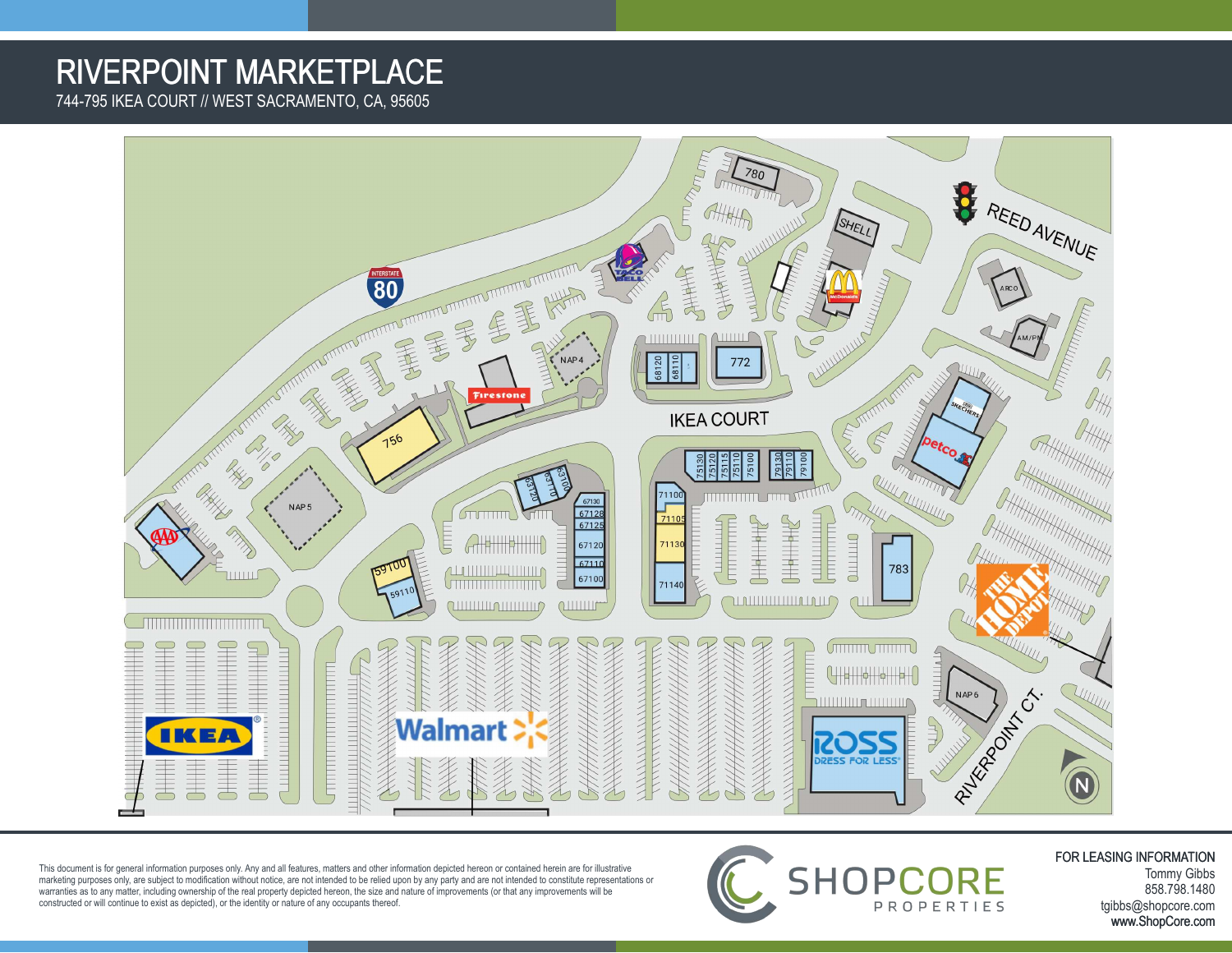# RIVERPOINT MARKETPLACE

744-795 IKEA COURT // WEST SACRAMENTO, CA, 95605

This document is for general information purposes only. Any and all features, matters and other information depicted hereon or contained herein are for illustrative marketing purposes only, are subject to modification without notice, are not intended to be relied upon by any party and are not intended to constitute representations or warranties as to any matter, including ownership of the real property depicted hereon, the size and nature of improvements (or that any improvements will be constructed or will continue to exist as depicted), or the identity or nature of any occupants thereof.

SHOPCORE PROPERTIES

FOR LEASING INFORMATION
Tommy Gibbs
858.798.1480
tgibbs@shopcore.com
**www.ShopCore.com**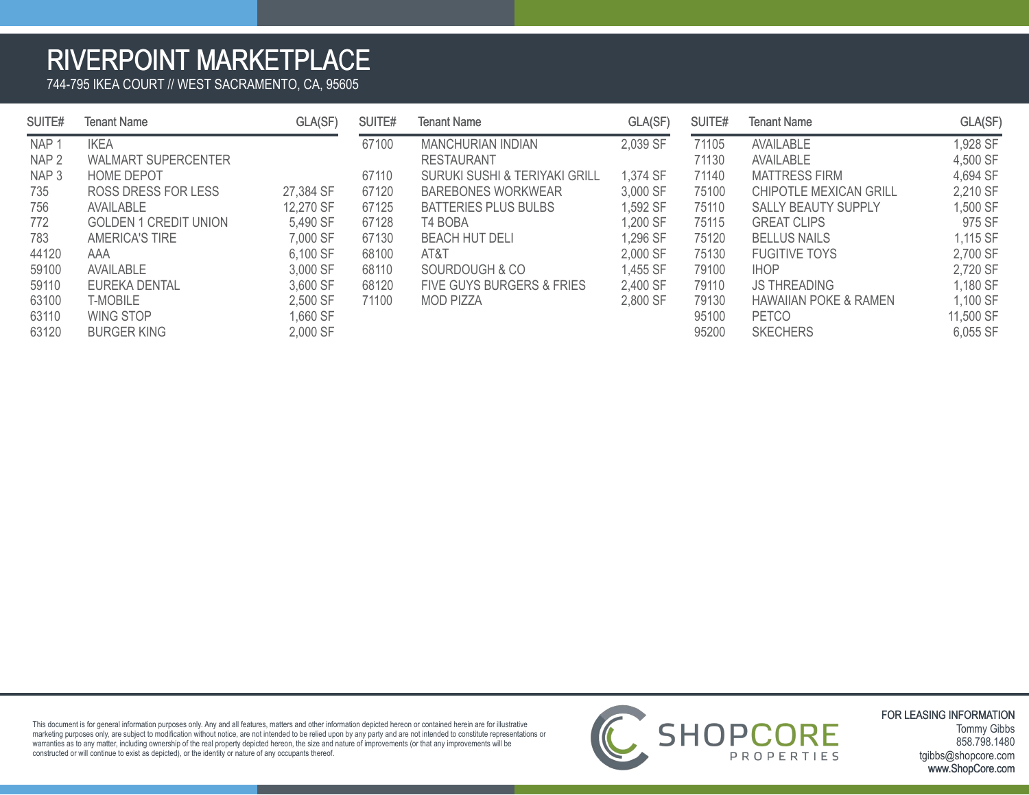# RIVERPOINT MARKETPLACE

744-795 IKEA COURT // WEST SACRAMENTO, CA, 95605

| SUITE# | Tenant Name | GLA(SF) |
|---|---|---|
| NAP 1 | IKEA | |
| NAP 2 | WALMART SUPERCENTER | |
| NAP 3 | HOME DEPOT | |
| 735 | ROSS DRESS FOR LESS | 27,384 SF |
| 756 | AVAILABLE | 12,270 SF |
| 772 | GOLDEN 1 CREDIT UNION | 5,490 SF |
| 783 | AMERICA'S TIRE | 7,000 SF |
| 44120 | AAA | 6,100 SF |
| 59100 | AVAILABLE | 3,000 SF |
| 59110 | EUREKA DENTAL | 3,600 SF |
| 63100 | T-MOBILE | 2,500 SF |
| 63110 | WING STOP | 1,660 SF |
| 63120 | BURGER KING | 2,000 SF |
| 67100 | MANCHURIAN INDIAN RESTAURANT | 2,039 SF |
| 67110 | SURUKI SUSHI & TERIYAKI GRILL | 1,374 SF |
| 67120 | BAREBONES WORKWEAR | 3,000 SF |
| 67125 | BATTERIES PLUS BULBS | 1,592 SF |
| 67128 | T4 BOBA | 1,200 SF |
| 67130 | BEACH HUT DELI | 1,296 SF |
| 68100 | AT&T | 2,000 SF |
| 68110 | SOURDOUGH & CO | 1,455 SF |
| 68120 | FIVE GUYS BURGERS & FRIES | 2,400 SF |
| 71100 | MOD PIZZA | 2,800 SF |
| 71105 | AVAILABLE | 1,928 SF |
| 71130 | AVAILABLE | 4,500 SF |
| 71140 | MATTRESS FIRM | 4,694 SF |
| 75100 | CHIPOTLE MEXICAN GRILL | 2,210 SF |
| 75110 | SALLY BEAUTY SUPPLY | 1,500 SF |
| 75115 | GREAT CLIPS | 975 SF |
| 75120 | BELLUS NAILS | 1,115 SF |
| 75130 | FUGITIVE TOYS | 2,700 SF |
| 79100 | IHOP | 2,720 SF |
| 79110 | JS THREADING | 1,180 SF |
| 79130 | HAWAIIAN POKE & RAMEN | 1,100 SF |
| 95100 | PETCO | 11,500 SF |
| 95200 | SKECHERS | 6,055 SF |

This document is for general information purposes only. Any and all features, matters and other information depicted hereon or contained herein are for illustrative marketing purposes only, are subject to modification without notice, are not intended to be relied upon by any party and are not intended to constitute representations or warranties as to any matter, including ownership of the real property depicted hereon, the size and nature of improvements (or that any improvements will be constructed or will continue to exist as depicted), or the identity or nature of any occupants thereof.

SHOPCORE PROPERTIES

FOR LEASING INFORMATION
Tommy Gibbs
858.798.1480
tgibbs@shopcore.com
www.ShopCore.com